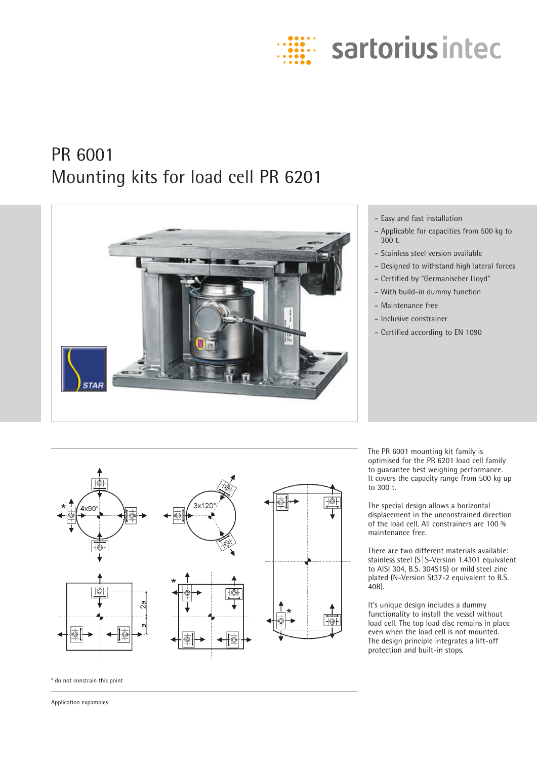# PR 6001
# Mounting kits for load cell PR 6201

- Easy and fast installation
- Applicable for capacities from 500 kg to 300 t.
- Stainless steel version available
- Designed to withstand high lateral forces
- Certified by "Germanischer Lloyd"
- With build-in dummy function
- Maintenance free
- Inclusive constrainer
- Certified according to EN 1090

\* do not constrain this point

Application expamples

The PR 6001 mounting kit family is optimised for the PR 6201 load cell family to guarantee best weighing performance. It covers the capacity range from 500 kg up to 300 t.

The special design allows a horizontal displacement in the unconstrained direction of the load cell. All constrainers are 100 % maintenance free.

There are two different materials available: stainless steel (S|S-Version 1.4301 equivalent to AISI 304, B.S. 304S15) or mild steel zinc plated (N-Version St37-2 equivalent to B.S. 40B).

It's unique design includes a dummy functionality to install the vessel without load cell. The top load disc remains in place even when the load cell is not mounted. The design principle integrates a lift-off protection and built-in stops.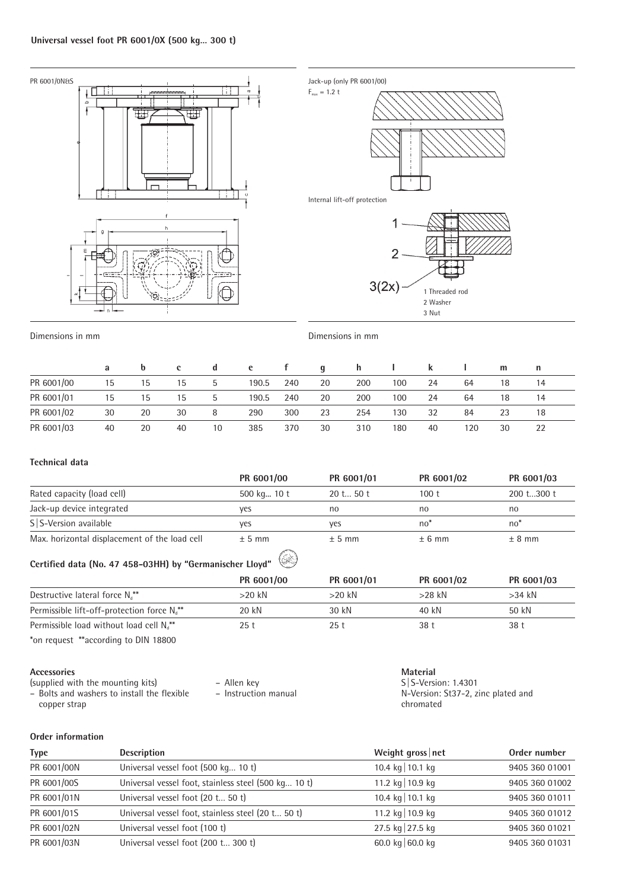**Universal vessel foot PR 6001/0X (500 kg... 300 t)**

PR 6001/0N&S

Jack-up (only PR 6001/00)

$F_{max}$ = 1.2 t

Internal lift-off protection

1 Threaded rod
2 Washer
3 Nut

Dimensions in mm

Dimensions in mm

| | a | b | c | d | e | f | g | h | I | k | l | m | n |
|---|---|---|---|---|---|---|---|---|---|---|---|---|---|
| PR 6001/00 | 15 | 15 | 15 | 5 | 190.5 | 240 | 20 | 200 | 100 | 24 | 64 | 18 | 14 |
| PR 6001/01 | 15 | 15 | 15 | 5 | 190.5 | 240 | 20 | 200 | 100 | 24 | 64 | 18 | 14 |
| PR 6001/02 | 30 | 20 | 30 | 8 | 290 | 300 | 23 | 254 | 130 | 32 | 84 | 23 | 18 |
| PR 6001/03 | 40 | 20 | 40 | 10 | 385 | 370 | 30 | 310 | 180 | 40 | 120 | 30 | 22 |

**Technical data**

| | PR 6001/00 | PR 6001/01 | PR 6001/02 | PR 6001/03 |
|---|---|---|---|---|
| Rated capacity (load cell) | 500 kg... 10 t | 20 t... 50 t | 100 t | 200 t...300 t |
| Jack-up device integrated | yes | no | no | no |
| S\|S-Version available | yes | yes | no* | no* |
| Max. horizontal displacement of the load cell | ± 5 mm | ± 5 mm | ± 6 mm | ± 8 mm |

**Certified data (No. 47 458-03HH) by "Germanischer Lloyd"**

| | PR 6001/00 | PR 6001/01 | PR 6001/02 | PR 6001/03 |
|---|---|---|---|---|
| Destructive lateral force $N_d$** | >20 kN | >20 kN | >28 kN | >34 kN |
| Permissible lift-off-protection force $N_d$** | 20 kN | 30 kN | 40 kN | 50 kN |
| Permissible load without load cell $N_d$** | 25 t | 25 t | 38 t | 38 t |

*on request **according to DIN 18800

**Accessories**
(supplied with the mounting kits)
- Bolts and washers to install the flexible copper strap
- Allen key
- Instruction manual

**Material**
S|S-Version: 1.4301
N-Version: St37-2, zinc plated and chromated

**Order information**

| Type | Description | Weight gross \| net | Order number |
|---|---|---|---|
| PR 6001/00N | Universal vessel foot (500 kg... 10 t) | 10.4 kg \| 10.1 kg | 9405 360 01001 |
| PR 6001/00S | Universal vessel foot, stainless steel (500 kg... 10 t) | 11.2 kg \| 10.9 kg | 9405 360 01002 |
| PR 6001/01N | Universal vessel foot (20 t... 50 t) | 10.4 kg \| 10.1 kg | 9405 360 01011 |
| PR 6001/01S | Universal vessel foot, stainless steel (20 t... 50 t) | 11.2 kg \| 10.9 kg | 9405 360 01012 |
| PR 6001/02N | Universal vessel foot (100 t) | 27.5 kg \| 27.5 kg | 9405 360 01021 |
| PR 6001/03N | Universal vessel foot (200 t... 300 t) | 60.0 kg \| 60.0 kg | 9405 360 01031 |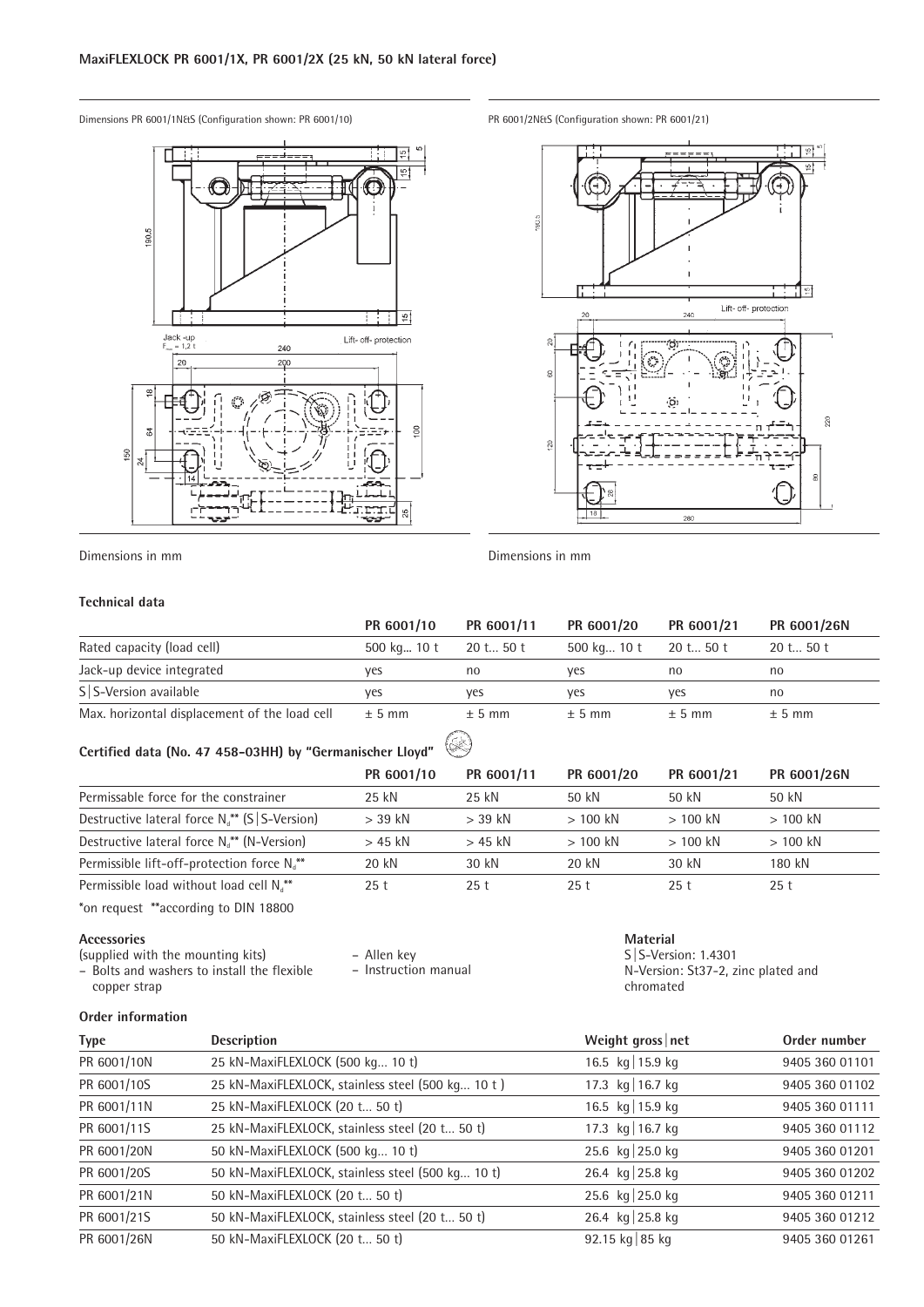## MaxiFLEXLOCK PR 6001/1X, PR 6001/2X (25 kN, 50 kN lateral force)

Dimensions PR 6001/1N&S (Configuration shown: PR 6001/10)

Dimensions in mm

PR 6001/2N&S (Configuration shown: PR 6001/21)

Dimensions in mm

### Technical data

| | PR 6001/10 | PR 6001/11 | PR 6001/20 | PR 6001/21 | PR 6001/26N |
|---|---|---|---|---|---|
| Rated capacity (load cell) | 500 kg... 10 t | 20 t... 50 t | 500 kg... 10 t | 20 t... 50 t | 20 t... 50 t |
| Jack-up device integrated | yes | no | yes | no | no |
| S\|S-Version available | yes | yes | yes | yes | no |
| Max. horizontal displacement of the load cell | ± 5 mm | ± 5 mm | ± 5 mm | ± 5 mm | ± 5 mm |

### Certified data (No. 47 458-03HH) by "Germanischer Lloyd"

| | PR 6001/10 | PR 6001/11 | PR 6001/20 | PR 6001/21 | PR 6001/26N |
|---|---|---|---|---|---|
| Permissable force for the constrainer | 25 kN | 25 kN | 50 kN | 50 kN | 50 kN |
| Destructive lateral force $N_d$** (S\|S-Version) | > 39 kN | > 39 kN | > 100 kN | > 100 kN | > 100 kN |
| Destructive lateral force $N_d$** (N-Version) | > 45 kN | > 45 kN | > 100 kN | > 100 kN | > 100 kN |
| Permissible lift-off-protection force $N_d$** | 20 kN | 30 kN | 20 kN | 30 kN | 180 kN |
| Permissible load without load cell $N_d$** | 25 t | 25 t | 25 t | 25 t | 25 t |

*on request **according to DIN 18800

**Accessories**
(supplied with the mounting kits)
- Bolts and washers to install the flexible copper strap
- Allen key
- Instruction manual

**Material**
S|S-Version: 1.4301
N-Version: St37-2, zinc plated and chromated

### Order information

| Type | Description | Weight gross\|net | Order number |
|---|---|---|---|
| PR 6001/10N | 25 kN-MaxiFLEXLOCK (500 kg... 10 t) | 16.5 kg\|15.9 kg | 9405 360 01101 |
| PR 6001/10S | 25 kN-MaxiFLEXLOCK, stainless steel (500 kg... 10 t ) | 17.3 kg\|16.7 kg | 9405 360 01102 |
| PR 6001/11N | 25 kN-MaxiFLEXLOCK (20 t... 50 t) | 16.5 kg\|15.9 kg | 9405 360 01111 |
| PR 6001/11S | 25 kN-MaxiFLEXLOCK, stainless steel (20 t... 50 t) | 17.3 kg\|16.7 kg | 9405 360 01112 |
| PR 6001/20N | 50 kN-MaxiFLEXLOCK (500 kg... 10 t) | 25.6 kg\|25.0 kg | 9405 360 01201 |
| PR 6001/20S | 50 kN-MaxiFLEXLOCK, stainless steel (500 kg... 10 t) | 26.4 kg\|25.8 kg | 9405 360 01202 |
| PR 6001/21N | 50 kN-MaxiFLEXLOCK (20 t... 50 t) | 25.6 kg\|25.0 kg | 9405 360 01211 |
| PR 6001/21S | 50 kN-MaxiFLEXLOCK, stainless steel (20 t... 50 t) | 26.4 kg\|25.8 kg | 9405 360 01212 |
| PR 6001/26N | 50 kN-MaxiFLEXLOCK (20 t... 50 t) | 92.15 kg\|85 kg | 9405 360 01261 |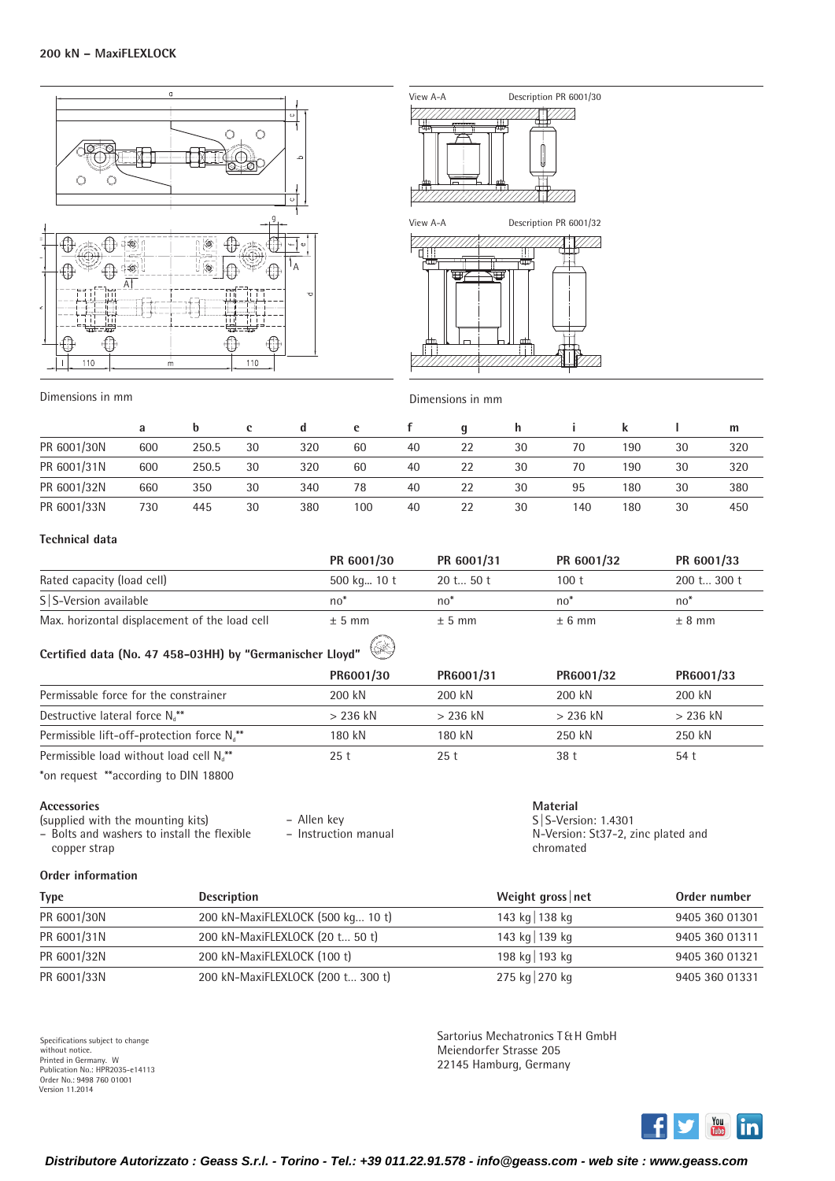## 200 kN – MaxiFLEXLOCK

View A-A — Description PR 6001/30

View A-A — Description PR 6001/32

Dimensions in mm

Dimensions in mm

| | a | b | c | d | e | f | g | h | i | k | l | m |
|---|---|---|---|---|---|---|---|---|---|---|---|---|
| PR 6001/30N | 600 | 250.5 | 30 | 320 | 60 | 40 | 22 | 30 | 70 | 190 | 30 | 320 |
| PR 6001/31N | 600 | 250.5 | 30 | 320 | 60 | 40 | 22 | 30 | 70 | 190 | 30 | 320 |
| PR 6001/32N | 660 | 350 | 30 | 340 | 78 | 40 | 22 | 30 | 95 | 180 | 30 | 380 |
| PR 6001/33N | 730 | 445 | 30 | 380 | 100 | 40 | 22 | 30 | 140 | 180 | 30 | 450 |

### Technical data

| | PR 6001/30 | PR 6001/31 | PR 6001/32 | PR 6001/33 |
|---|---|---|---|---|
| Rated capacity (load cell) | 500 kg... 10 t | 20 t... 50 t | 100 t | 200 t... 300 t |
| S\|S-Version available | no* | no* | no* | no* |
| Max. horizontal displacement of the load cell | ± 5 mm | ± 5 mm | ± 6 mm | ± 8 mm |

### Certified data (No. 47 458-03HH) by "Germanischer Lloyd"

| | PR6001/30 | PR6001/31 | PR6001/32 | PR6001/33 |
|---|---|---|---|---|
| Permissable force for the constrainer | 200 kN | 200 kN | 200 kN | 200 kN |
| Destructive lateral force $N_d$** | > 236 kN | > 236 kN | > 236 kN | > 236 kN |
| Permissible lift-off-protection force $N_d$** | 180 kN | 180 kN | 250 kN | 250 kN |
| Permissible load without load cell $N_d$** | 25 t | 25 t | 38 t | 54 t |

*on request **according to DIN 18800

### Accessories

(supplied with the mounting kits)
- Bolts and washers to install the flexible copper strap
- Allen key
- Instruction manual

### Material

S|S-Version: 1.4301
N-Version: St37-2, zinc plated and chromated

### Order information

| Type | Description | Weight gross\|net | Order number |
|---|---|---|---|
| PR 6001/30N | 200 kN-MaxiFLEXLOCK (500 kg... 10 t) | 143 kg\|138 kg | 9405 360 01301 |
| PR 6001/31N | 200 kN-MaxiFLEXLOCK (20 t... 50 t) | 143 kg\|139 kg | 9405 360 01311 |
| PR 6001/32N | 200 kN-MaxiFLEXLOCK (100 t) | 198 kg\|193 kg | 9405 360 01321 |
| PR 6001/33N | 200 kN-MaxiFLEXLOCK (200 t... 300 t) | 275 kg\|270 kg | 9405 360 01331 |

Specifications subject to change without notice.
Printed in Germany. W
Publication No.: HPR2035-e14113
Order No.: 9498 760 01001
Version 11.2014

Sartorius Mechatronics T&H GmbH
Meiendorfer Strasse 205
22145 Hamburg, Germany

*Distributore Autorizzato : Geass S.r.l. - Torino - Tel.: +39 011.22.91.578 - info@geass.com - web site : www.geass.com*